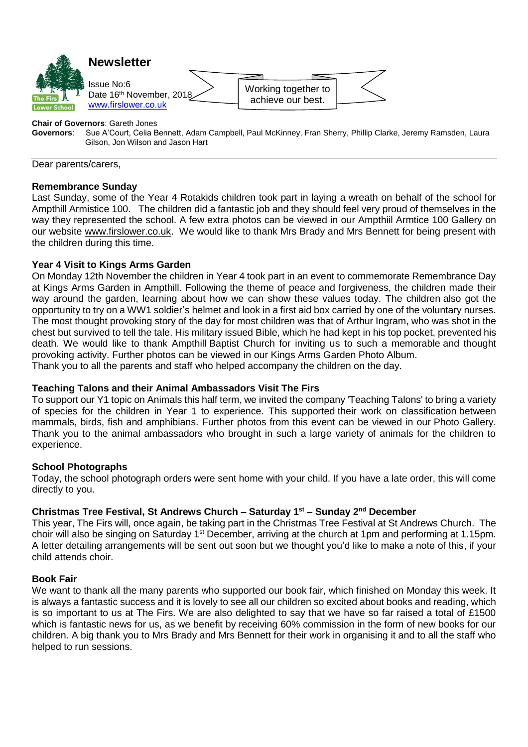# Newsletter

Issue No:6
Date 16th November, 2018
www.firslower.co.uk

Working together to achieve our best.

**Chair of Governors**: Gareth Jones
**Governors**: Sue A'Court, Celia Bennett, Adam Campbell, Paul McKinney, Fran Sherry, Phillip Clarke, Jeremy Ramsden, Laura Gilson, Jon Wilson and Jason Hart

Dear parents/carers,

### Remembrance Sunday

Last Sunday, some of the Year 4 Rotakids children took part in laying a wreath on behalf of the school for Ampthill Armistice 100. The children did a fantastic job and they should feel very proud of themselves in the way they represented the school. A few extra photos can be viewed in our Ampthiil Armtice 100 Gallery on our website www.firslower.co.uk. We would like to thank Mrs Brady and Mrs Bennett for being present with the children during this time.

### Year 4 Visit to Kings Arms Garden

On Monday 12th November the children in Year 4 took part in an event to commemorate Remembrance Day at Kings Arms Garden in Ampthill. Following the theme of peace and forgiveness, the children made their way around the garden, learning about how we can show these values today. The children also got the opportunity to try on a WW1 soldier's helmet and look in a first aid box carried by one of the voluntary nurses. The most thought provoking story of the day for most children was that of Arthur Ingram, who was shot in the chest but survived to tell the tale. His military issued Bible, which he had kept in his top pocket, prevented his death. We would like to thank Ampthill Baptist Church for inviting us to such a memorable and thought provoking activity. Further photos can be viewed in our Kings Arms Garden Photo Album.
Thank you to all the parents and staff who helped accompany the children on the day.

### Teaching Talons and their Animal Ambassadors Visit The Firs

To support our Y1 topic on Animals this half term, we invited the company 'Teaching Talons' to bring a variety of species for the children in Year 1 to experience. This supported their work on classification between mammals, birds, fish and amphibians. Further photos from this event can be viewed in our Photo Gallery. Thank you to the animal ambassadors who brought in such a large variety of animals for the children to experience.

### School Photographs

Today, the school photograph orders were sent home with your child. If you have a late order, this will come directly to you.

### Christmas Tree Festival, St Andrews Church – Saturday 1st – Sunday 2nd December

This year, The Firs will, once again, be taking part in the Christmas Tree Festival at St Andrews Church. The choir will also be singing on Saturday 1st December, arriving at the church at 1pm and performing at 1.15pm. A letter detailing arrangements will be sent out soon but we thought you'd like to make a note of this, if your child attends choir.

### Book Fair

We want to thank all the many parents who supported our book fair, which finished on Monday this week. It is always a fantastic success and it is lovely to see all our children so excited about books and reading, which is so important to us at The Firs. We are also delighted to say that we have so far raised a total of £1500 which is fantastic news for us, as we benefit by receiving 60% commission in the form of new books for our children. A big thank you to Mrs Brady and Mrs Bennett for their work in organising it and to all the staff who helped to run sessions.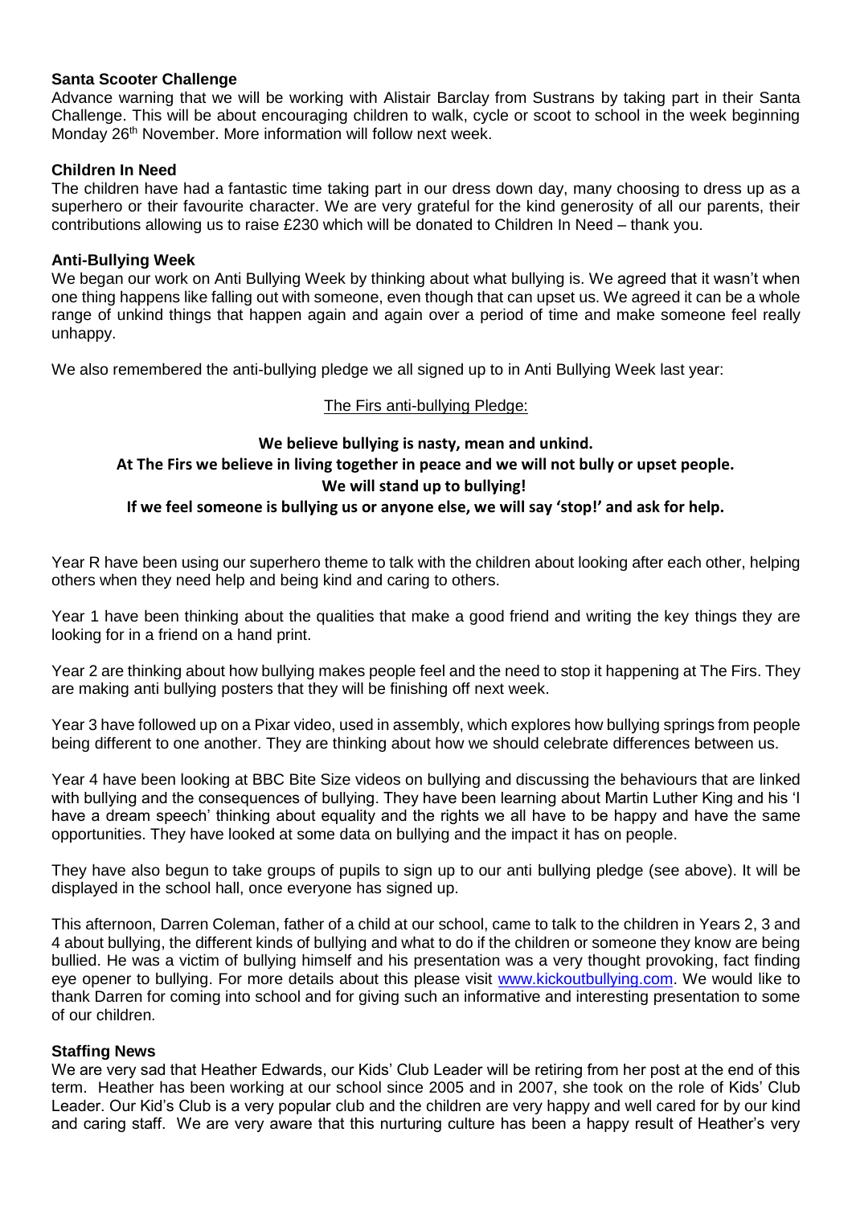### Santa Scooter Challenge

Advance warning that we will be working with Alistair Barclay from Sustrans by taking part in their Santa Challenge. This will be about encouraging children to walk, cycle or scoot to school in the week beginning Monday 26th November. More information will follow next week.

### Children In Need

The children have had a fantastic time taking part in our dress down day, many choosing to dress up as a superhero or their favourite character. We are very grateful for the kind generosity of all our parents, their contributions allowing us to raise £230 which will be donated to Children In Need – thank you.

### Anti-Bullying Week

We began our work on Anti Bullying Week by thinking about what bullying is. We agreed that it wasn't when one thing happens like falling out with someone, even though that can upset us. We agreed it can be a whole range of unkind things that happen again and again over a period of time and make someone feel really unhappy.

We also remembered the anti-bullying pledge we all signed up to in Anti Bullying Week last year:

The Firs anti-bullying Pledge:

**We believe bullying is nasty, mean and unkind.**
**At The Firs we believe in living together in peace and we will not bully or upset people.**
**We will stand up to bullying!**
**If we feel someone is bullying us or anyone else, we will say 'stop!' and ask for help.**

Year R have been using our superhero theme to talk with the children about looking after each other, helping others when they need help and being kind and caring to others.

Year 1 have been thinking about the qualities that make a good friend and writing the key things they are looking for in a friend on a hand print.

Year 2 are thinking about how bullying makes people feel and the need to stop it happening at The Firs. They are making anti bullying posters that they will be finishing off next week.

Year 3 have followed up on a Pixar video, used in assembly, which explores how bullying springs from people being different to one another. They are thinking about how we should celebrate differences between us.

Year 4 have been looking at BBC Bite Size videos on bullying and discussing the behaviours that are linked with bullying and the consequences of bullying. They have been learning about Martin Luther King and his 'I have a dream speech' thinking about equality and the rights we all have to be happy and have the same opportunities. They have looked at some data on bullying and the impact it has on people.

They have also begun to take groups of pupils to sign up to our anti bullying pledge (see above). It will be displayed in the school hall, once everyone has signed up.

This afternoon, Darren Coleman, father of a child at our school, came to talk to the children in Years 2, 3 and 4 about bullying, the different kinds of bullying and what to do if the children or someone they know are being bullied. He was a victim of bullying himself and his presentation was a very thought provoking, fact finding eye opener to bullying. For more details about this please visit [www.kickoutbullying.com](http://www.kickoutbullying.com). We would like to thank Darren for coming into school and for giving such an informative and interesting presentation to some of our children.

### Staffing News

We are very sad that Heather Edwards, our Kids' Club Leader will be retiring from her post at the end of this term. Heather has been working at our school since 2005 and in 2007, she took on the role of Kids' Club Leader. Our Kid's Club is a very popular club and the children are very happy and well cared for by our kind and caring staff. We are very aware that this nurturing culture has been a happy result of Heather's very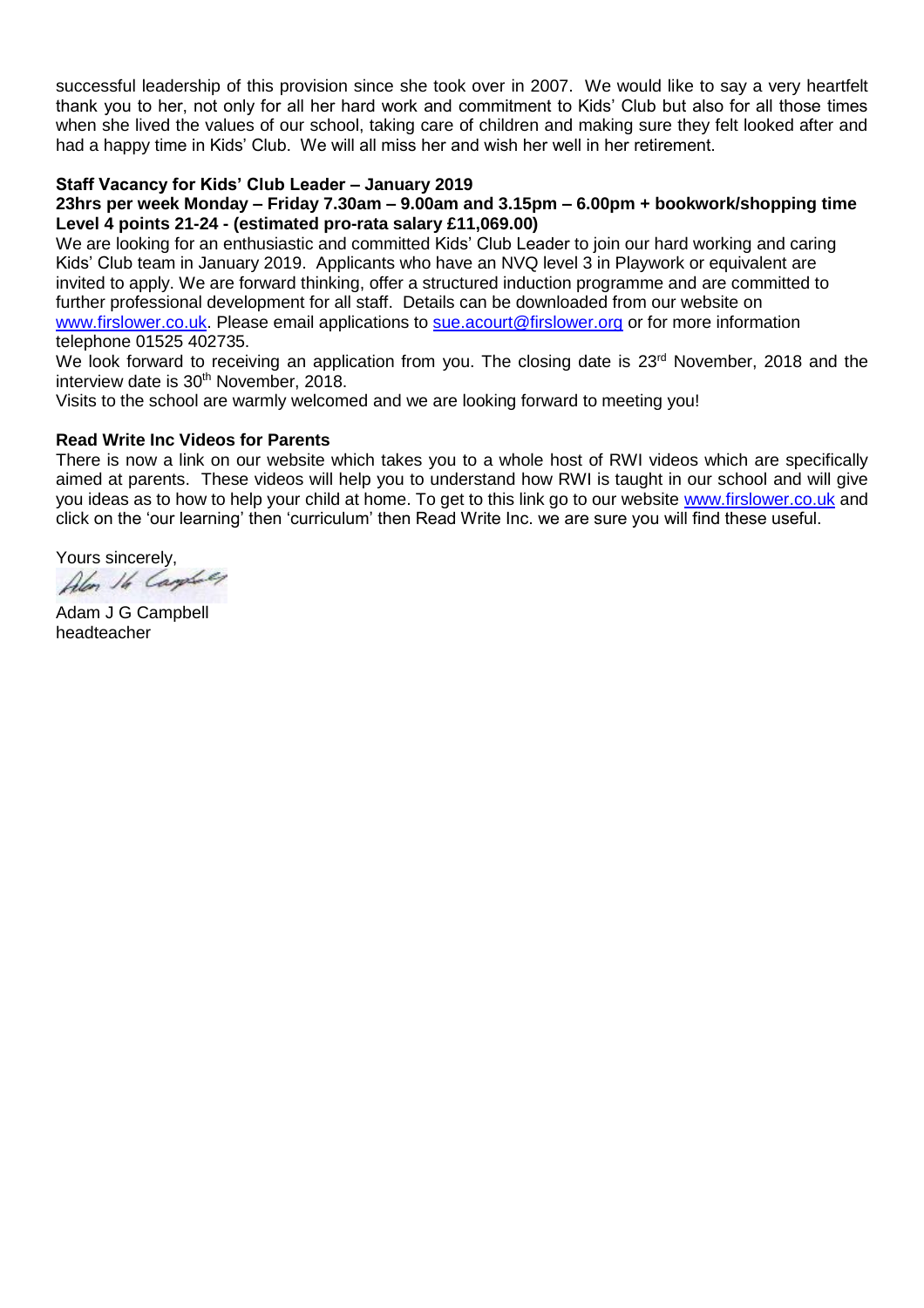successful leadership of this provision since she took over in 2007. We would like to say a very heartfelt thank you to her, not only for all her hard work and commitment to Kids' Club but also for all those times when she lived the values of our school, taking care of children and making sure they felt looked after and had a happy time in Kids' Club. We will all miss her and wish her well in her retirement.

**Staff Vacancy for Kids' Club Leader – January 2019**
**23hrs per week Monday – Friday 7.30am – 9.00am and 3.15pm – 6.00pm + bookwork/shopping time**
**Level 4 points 21-24 - (estimated pro-rata salary £11,069.00)**

We are looking for an enthusiastic and committed Kids' Club Leader to join our hard working and caring Kids' Club team in January 2019. Applicants who have an NVQ level 3 in Playwork or equivalent are invited to apply. We are forward thinking, offer a structured induction programme and are committed to further professional development for all staff. Details can be downloaded from our website on www.firslower.co.uk. Please email applications to sue.acourt@firslower.org or for more information telephone 01525 402735.

We look forward to receiving an application from you. The closing date is 23rd November, 2018 and the interview date is 30th November, 2018.

Visits to the school are warmly welcomed and we are looking forward to meeting you!

**Read Write Inc Videos for Parents**

There is now a link on our website which takes you to a whole host of RWI videos which are specifically aimed at parents. These videos will help you to understand how RWI is taught in our school and will give you ideas as to how to help your child at home. To get to this link go to our website www.firslower.co.uk and click on the 'our learning' then 'curriculum' then Read Write Inc. we are sure you will find these useful.

Yours sincerely,

Adam J G Campbell
headteacher